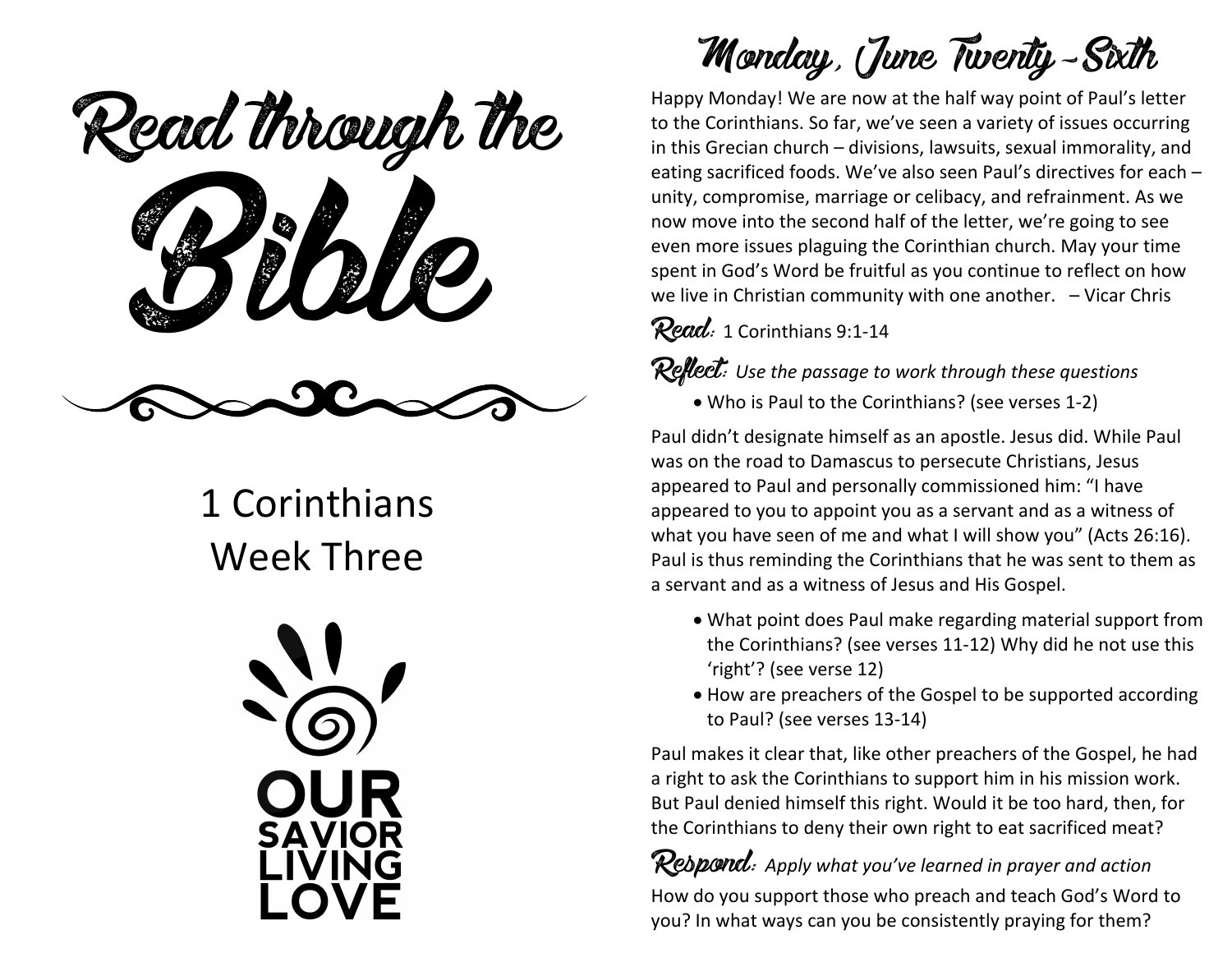# Read through the Bible

## 1 Corinthians
## Week Three

OUR SAVIOR LIVING LOVE

# Monday, June Twenty-Sixth

Happy Monday! We are now at the half way point of Paul's letter to the Corinthians. So far, we've seen a variety of issues occurring in this Grecian church – divisions, lawsuits, sexual immorality, and eating sacrificed foods. We've also seen Paul's directives for each – unity, compromise, marriage or celibacy, and refrainment. As we now move into the second half of the letter, we're going to see even more issues plaguing the Corinthian church. May your time spent in God's Word be fruitful as you continue to reflect on how we live in Christian community with one another. – Vicar Chris

**Read:** 1 Corinthians 9:1-14

**Reflect:** *Use the passage to work through these questions*

- Who is Paul to the Corinthians? (see verses 1-2)

Paul didn't designate himself as an apostle. Jesus did. While Paul was on the road to Damascus to persecute Christians, Jesus appeared to Paul and personally commissioned him: "I have appeared to you to appoint you as a servant and as a witness of what you have seen of me and what I will show you" (Acts 26:16). Paul is thus reminding the Corinthians that he was sent to them as a servant and as a witness of Jesus and His Gospel.

- What point does Paul make regarding material support from the Corinthians? (see verses 11-12) Why did he not use this 'right'? (see verse 12)
- How are preachers of the Gospel to be supported according to Paul? (see verses 13-14)

Paul makes it clear that, like other preachers of the Gospel, he had a right to ask the Corinthians to support him in his mission work. But Paul denied himself this right. Would it be too hard, then, for the Corinthians to deny their own right to eat sacrificed meat?

**Respond:** *Apply what you've learned in prayer and action*

How do you support those who preach and teach God's Word to you? In what ways can you be consistently praying for them?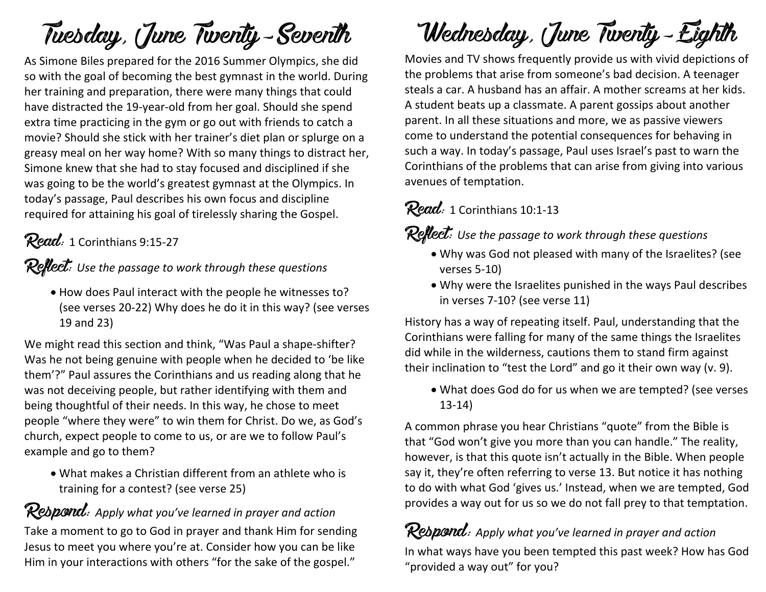# Tuesday, June Twenty-Seventh

As Simone Biles prepared for the 2016 Summer Olympics, she did so with the goal of becoming the best gymnast in the world. During her training and preparation, there were many things that could have distracted the 19-year-old from her goal. Should she spend extra time practicing in the gym or go out with friends to catch a movie? Should she stick with her trainer's diet plan or splurge on a greasy meal on her way home? With so many things to distract her, Simone knew that she had to stay focused and disciplined if she was going to be the world's greatest gymnast at the Olympics. In today's passage, Paul describes his own focus and discipline required for attaining his goal of tirelessly sharing the Gospel.

**Read:** 1 Corinthians 9:15-27

**Reflect:** *Use the passage to work through these questions*

- How does Paul interact with the people he witnesses to? (see verses 20-22) Why does he do it in this way? (see verses 19 and 23)

We might read this section and think, "Was Paul a shape-shifter? Was he not being genuine with people when he decided to 'be like them'?" Paul assures the Corinthians and us reading along that he was not deceiving people, but rather identifying with them and being thoughtful of their needs. In this way, he chose to meet people "where they were" to win them for Christ. Do we, as God's church, expect people to come to us, or are we to follow Paul's example and go to them?

- What makes a Christian different from an athlete who is training for a contest? (see verse 25)

**Respond:** *Apply what you've learned in prayer and action*

Take a moment to go to God in prayer and thank Him for sending Jesus to meet you where you're at. Consider how you can be like Him in your interactions with others "for the sake of the gospel."

# Wednesday, June Twenty-Eighth

Movies and TV shows frequently provide us with vivid depictions of the problems that arise from someone's bad decision. A teenager steals a car. A husband has an affair. A mother screams at her kids. A student beats up a classmate. A parent gossips about another parent. In all these situations and more, we as passive viewers come to understand the potential consequences for behaving in such a way. In today's passage, Paul uses Israel's past to warn the Corinthians of the problems that can arise from giving into various avenues of temptation.

**Read:** 1 Corinthians 10:1-13

**Reflect:** *Use the passage to work through these questions*

- Why was God not pleased with many of the Israelites? (see verses 5-10)
- Why were the Israelites punished in the ways Paul describes in verses 7-10? (see verse 11)

History has a way of repeating itself. Paul, understanding that the Corinthians were falling for many of the same things the Israelites did while in the wilderness, cautions them to stand firm against their inclination to "test the Lord" and go it their own way (v. 9).

- What does God do for us when we are tempted? (see verses 13-14)

A common phrase you hear Christians "quote" from the Bible is that "God won't give you more than you can handle." The reality, however, is that this quote isn't actually in the Bible. When people say it, they're often referring to verse 13. But notice it has nothing to do with what God 'gives us.' Instead, when we are tempted, God provides a way out for us so we do not fall prey to that temptation.

**Respond:** *Apply what you've learned in prayer and action*

In what ways have you been tempted this past week? How has God "provided a way out" for you?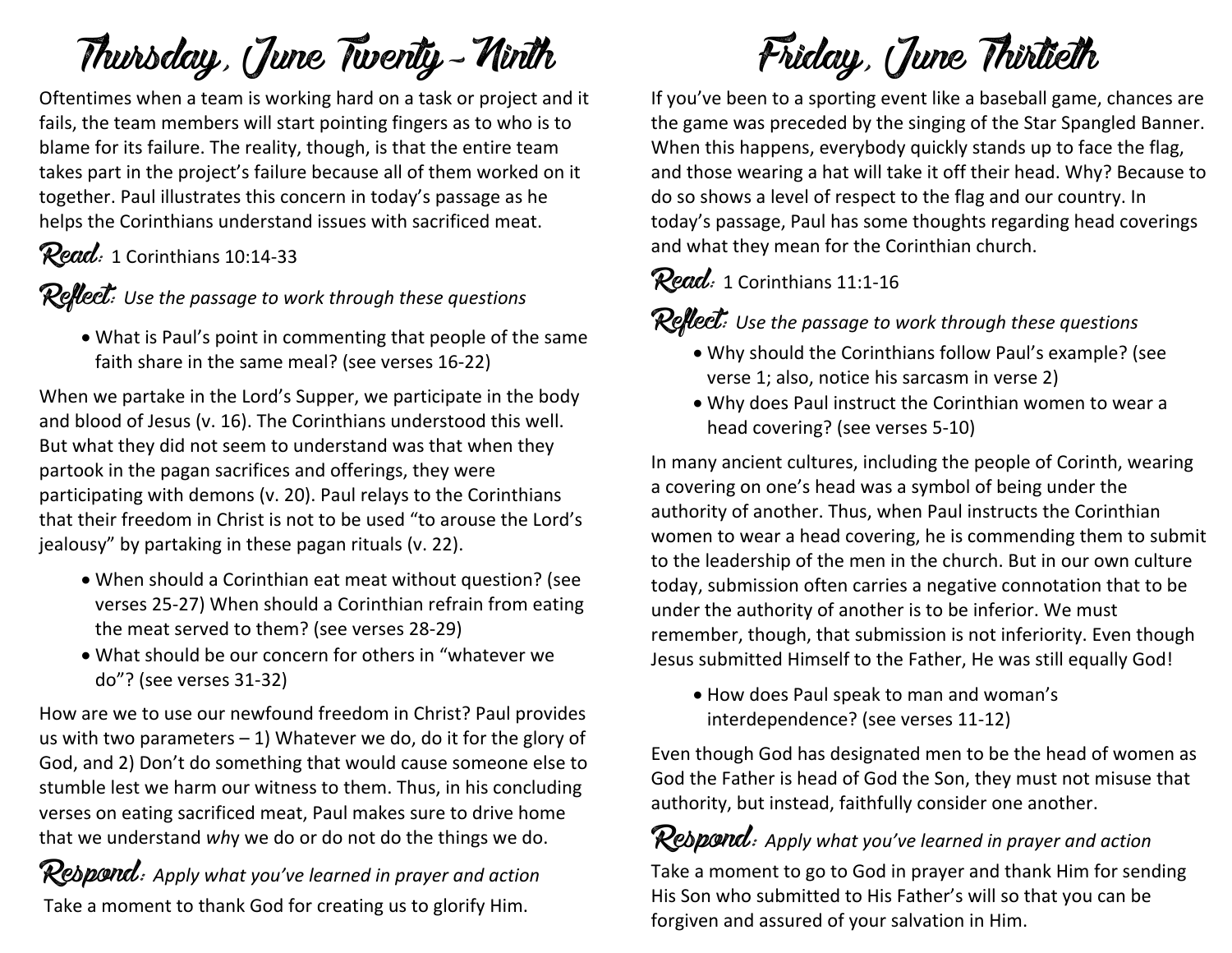# Thursday, June Twenty-Ninth

Oftentimes when a team is working hard on a task or project and it fails, the team members will start pointing fingers as to who is to blame for its failure. The reality, though, is that the entire team takes part in the project's failure because all of them worked on it together. Paul illustrates this concern in today's passage as he helps the Corinthians understand issues with sacrificed meat.

**Read:** 1 Corinthians 10:14-33

**Reflect:** *Use the passage to work through these questions*

- What is Paul's point in commenting that people of the same faith share in the same meal? (see verses 16-22)

When we partake in the Lord's Supper, we participate in the body and blood of Jesus (v. 16). The Corinthians understood this well. But what they did not seem to understand was that when they partook in the pagan sacrifices and offerings, they were participating with demons (v. 20). Paul relays to the Corinthians that their freedom in Christ is not to be used "to arouse the Lord's jealousy" by partaking in these pagan rituals (v. 22).

- When should a Corinthian eat meat without question? (see verses 25-27) When should a Corinthian refrain from eating the meat served to them? (see verses 28-29)
- What should be our concern for others in "whatever we do"? (see verses 31-32)

How are we to use our newfound freedom in Christ? Paul provides us with two parameters – 1) Whatever we do, do it for the glory of God, and 2) Don't do something that would cause someone else to stumble lest we harm our witness to them. Thus, in his concluding verses on eating sacrificed meat, Paul makes sure to drive home that we understand *why* we do or do not do the things we do.

**Respond:** *Apply what you've learned in prayer and action*

Take a moment to thank God for creating us to glorify Him.

# Friday, June Thirtieth

If you've been to a sporting event like a baseball game, chances are the game was preceded by the singing of the Star Spangled Banner. When this happens, everybody quickly stands up to face the flag, and those wearing a hat will take it off their head. Why? Because to do so shows a level of respect to the flag and our country. In today's passage, Paul has some thoughts regarding head coverings and what they mean for the Corinthian church.

**Read:** 1 Corinthians 11:1-16

**Reflect:** *Use the passage to work through these questions*

- Why should the Corinthians follow Paul's example? (see verse 1; also, notice his sarcasm in verse 2)
- Why does Paul instruct the Corinthian women to wear a head covering? (see verses 5-10)

In many ancient cultures, including the people of Corinth, wearing a covering on one's head was a symbol of being under the authority of another. Thus, when Paul instructs the Corinthian women to wear a head covering, he is commending them to submit to the leadership of the men in the church. But in our own culture today, submission often carries a negative connotation that to be under the authority of another is to be inferior. We must remember, though, that submission is not inferiority. Even though Jesus submitted Himself to the Father, He was still equally God!

- How does Paul speak to man and woman's interdependence? (see verses 11-12)

Even though God has designated men to be the head of women as God the Father is head of God the Son, they must not misuse that authority, but instead, faithfully consider one another.

**Respond:** *Apply what you've learned in prayer and action*

Take a moment to go to God in prayer and thank Him for sending His Son who submitted to His Father's will so that you can be forgiven and assured of your salvation in Him.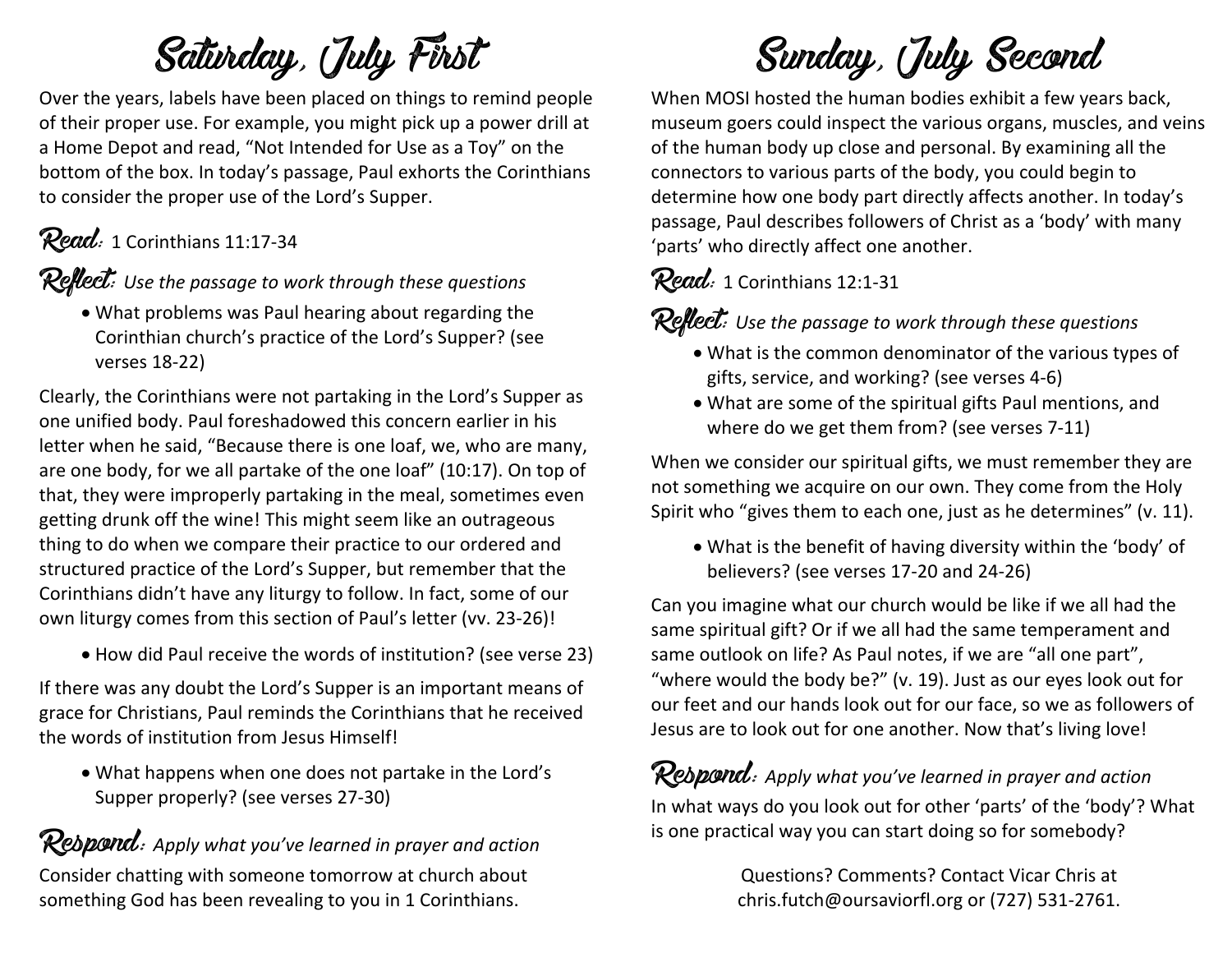# Saturday, July First

Over the years, labels have been placed on things to remind people of their proper use. For example, you might pick up a power drill at a Home Depot and read, "Not Intended for Use as a Toy" on the bottom of the box. In today's passage, Paul exhorts the Corinthians to consider the proper use of the Lord's Supper.

**Read:** 1 Corinthians 11:17-34

**Reflect:** *Use the passage to work through these questions*

- What problems was Paul hearing about regarding the Corinthian church's practice of the Lord's Supper? (see verses 18-22)

Clearly, the Corinthians were not partaking in the Lord's Supper as one unified body. Paul foreshadowed this concern earlier in his letter when he said, "Because there is one loaf, we, who are many, are one body, for we all partake of the one loaf" (10:17). On top of that, they were improperly partaking in the meal, sometimes even getting drunk off the wine! This might seem like an outrageous thing to do when we compare their practice to our ordered and structured practice of the Lord's Supper, but remember that the Corinthians didn't have any liturgy to follow. In fact, some of our own liturgy comes from this section of Paul's letter (vv. 23-26)!

- How did Paul receive the words of institution? (see verse 23)

If there was any doubt the Lord's Supper is an important means of grace for Christians, Paul reminds the Corinthians that he received the words of institution from Jesus Himself!

- What happens when one does not partake in the Lord's Supper properly? (see verses 27-30)

**Respond:** *Apply what you've learned in prayer and action*

Consider chatting with someone tomorrow at church about something God has been revealing to you in 1 Corinthians.

# Sunday, July Second

When MOSI hosted the human bodies exhibit a few years back, museum goers could inspect the various organs, muscles, and veins of the human body up close and personal. By examining all the connectors to various parts of the body, you could begin to determine how one body part directly affects another. In today's passage, Paul describes followers of Christ as a 'body' with many 'parts' who directly affect one another.

**Read:** 1 Corinthians 12:1-31

**Reflect:** *Use the passage to work through these questions*

- What is the common denominator of the various types of gifts, service, and working? (see verses 4-6)
- What are some of the spiritual gifts Paul mentions, and where do we get them from? (see verses 7-11)

When we consider our spiritual gifts, we must remember they are not something we acquire on our own. They come from the Holy Spirit who "gives them to each one, just as he determines" (v. 11).

- What is the benefit of having diversity within the 'body' of believers? (see verses 17-20 and 24-26)

Can you imagine what our church would be like if we all had the same spiritual gift? Or if we all had the same temperament and same outlook on life? As Paul notes, if we are "all one part", "where would the body be?" (v. 19). Just as our eyes look out for our feet and our hands look out for our face, so we as followers of Jesus are to look out for one another. Now that's living love!

**Respond:** *Apply what you've learned in prayer and action*

In what ways do you look out for other 'parts' of the 'body'? What is one practical way you can start doing so for somebody?

Questions? Comments? Contact Vicar Chris at chris.futch@oursaviorfl.org or (727) 531-2761.